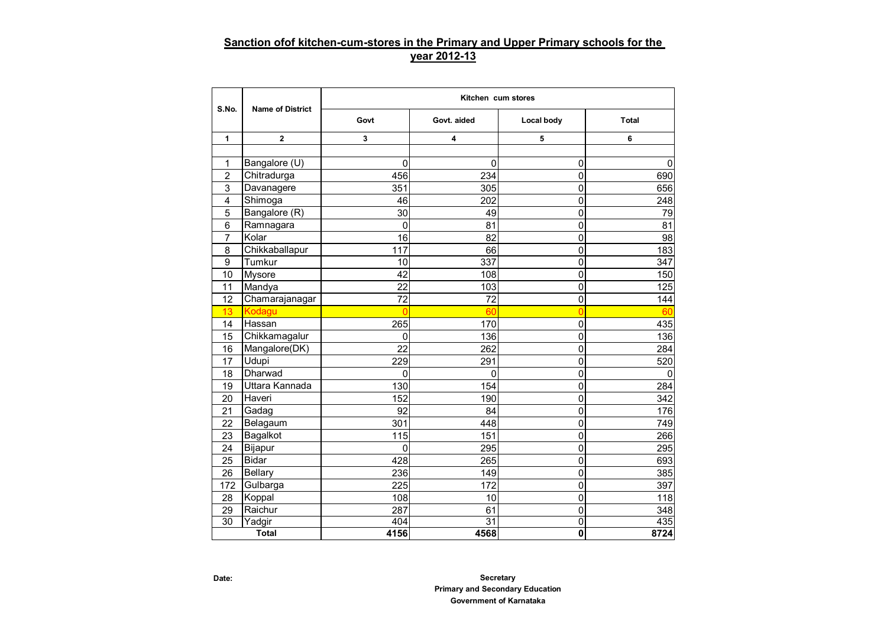## Sanction ofof kitchen-cum-stores in the Primary and Upper Primary schools for the year 2012-13

| S.No. | Name of District | Kitchen cum stores | | | |
|---|---|---|---|---|---|
| | | Govt | Govt. aided | Local body | Total |
| 1 | 2 | 3 | 4 | 5 | 6 |
| 1 | Bangalore (U) | 0 | 0 | 0 | 0 |
| 2 | Chitradurga | 456 | 234 | 0 | 690 |
| 3 | Davanagere | 351 | 305 | 0 | 656 |
| 4 | Shimoga | 46 | 202 | 0 | 248 |
| 5 | Bangalore (R) | 30 | 49 | 0 | 79 |
| 6 | Ramnagara | 0 | 81 | 0 | 81 |
| 7 | Kolar | 16 | 82 | 0 | 98 |
| 8 | Chikkaballapur | 117 | 66 | 0 | 183 |
| 9 | Tumkur | 10 | 337 | 0 | 347 |
| 10 | Mysore | 42 | 108 | 0 | 150 |
| 11 | Mandya | 22 | 103 | 0 | 125 |
| 12 | Chamarajanagar | 72 | 72 | 0 | 144 |
| 13 | Kodagu | 0 | 60 | 0 | 60 |
| 14 | Hassan | 265 | 170 | 0 | 435 |
| 15 | Chikkamagalur | 0 | 136 | 0 | 136 |
| 16 | Mangalore(DK) | 22 | 262 | 0 | 284 |
| 17 | Udupi | 229 | 291 | 0 | 520 |
| 18 | Dharwad | 0 | 0 | 0 | 0 |
| 19 | Uttara Kannada | 130 | 154 | 0 | 284 |
| 20 | Haveri | 152 | 190 | 0 | 342 |
| 21 | Gadag | 92 | 84 | 0 | 176 |
| 22 | Belagaum | 301 | 448 | 0 | 749 |
| 23 | Bagalkot | 115 | 151 | 0 | 266 |
| 24 | Bijapur | 0 | 295 | 0 | 295 |
| 25 | Bidar | 428 | 265 | 0 | 693 |
| 26 | Bellary | 236 | 149 | 0 | 385 |
| 172 | Gulbarga | 225 | 172 | 0 | 397 |
| 28 | Koppal | 108 | 10 | 0 | 118 |
| 29 | Raichur | 287 | 61 | 0 | 348 |
| 30 | Yadgir | 404 | 31 | 0 | 435 |
| **Total** | | **4156** | **4568** | **0** | **8724** |

**Date:**

**Secretary**
**Primary and Secondary Education**
**Government of Karnataka**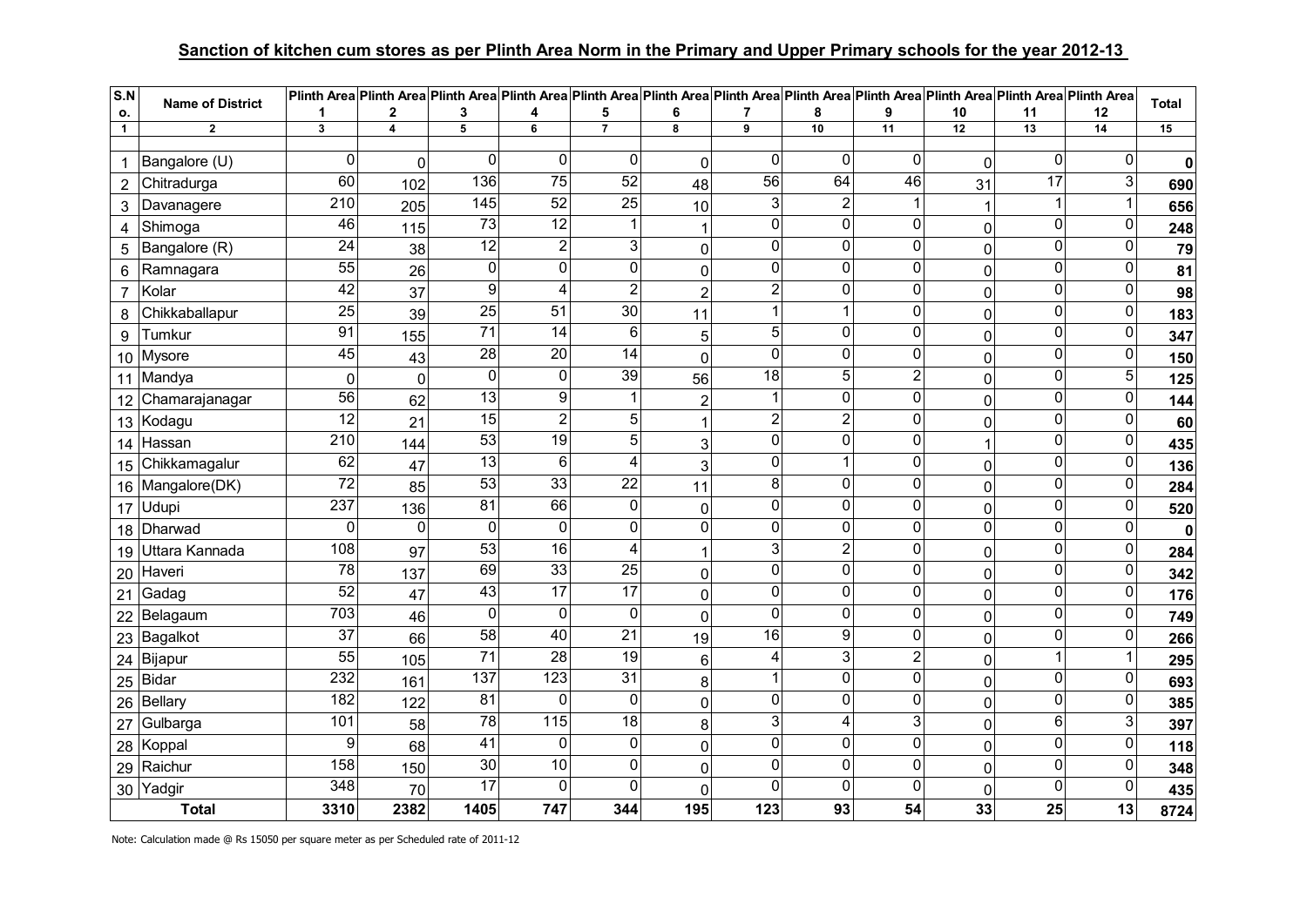## Sanction of kitchen cum stores as per Plinth Area Norm in the Primary and Upper Primary schools for the year 2012-13

| S.No. | Name of District | Plinth Area 1 | Plinth Area 2 | Plinth Area 3 | Plinth Area 4 | Plinth Area 5 | Plinth Area 6 | Plinth Area 7 | Plinth Area 8 | Plinth Area 9 | Plinth Area 10 | Plinth Area 11 | Plinth Area 12 | Total |
|---|---|---|---|---|---|---|---|---|---|---|---|---|---|---|
| 1 | 2 | 3 | 4 | 5 | 6 | 7 | 8 | 9 | 10 | 11 | 12 | 13 | 14 | 15 |
| 1 | Bangalore (U) | 0 | 0 | 0 | 0 | 0 | 0 | 0 | 0 | 0 | 0 | 0 | 0 | **0** |
| 2 | Chitradurga | 60 | 102 | 136 | 75 | 52 | 48 | 56 | 64 | 46 | 31 | 17 | 3 | **690** |
| 3 | Davanagere | 210 | 205 | 145 | 52 | 25 | 10 | 3 | 2 | 1 | 1 | 1 | 1 | **656** |
| 4 | Shimoga | 46 | 115 | 73 | 12 | 1 | 1 | 0 | 0 | 0 | 0 | 0 | 0 | **248** |
| 5 | Bangalore (R) | 24 | 38 | 12 | 2 | 3 | 0 | 0 | 0 | 0 | 0 | 0 | 0 | **79** |
| 6 | Ramnagara | 55 | 26 | 0 | 0 | 0 | 0 | 0 | 0 | 0 | 0 | 0 | 0 | **81** |
| 7 | Kolar | 42 | 37 | 9 | 4 | 2 | 2 | 2 | 0 | 0 | 0 | 0 | 0 | **98** |
| 8 | Chikkaballapur | 25 | 39 | 25 | 51 | 30 | 11 | 1 | 1 | 0 | 0 | 0 | 0 | **183** |
| 9 | Tumkur | 91 | 155 | 71 | 14 | 6 | 5 | 5 | 0 | 0 | 0 | 0 | 0 | **347** |
| 10 | Mysore | 45 | 43 | 28 | 20 | 14 | 0 | 0 | 0 | 0 | 0 | 0 | 0 | **150** |
| 11 | Mandya | 0 | 0 | 0 | 0 | 39 | 56 | 18 | 5 | 2 | 0 | 0 | 5 | **125** |
| 12 | Chamarajanagar | 56 | 62 | 13 | 9 | 1 | 2 | 1 | 0 | 0 | 0 | 0 | 0 | **144** |
| 13 | Kodagu | 12 | 21 | 15 | 2 | 5 | 1 | 2 | 2 | 0 | 0 | 0 | 0 | **60** |
| 14 | Hassan | 210 | 144 | 53 | 19 | 5 | 3 | 0 | 0 | 0 | 1 | 0 | 0 | **435** |
| 15 | Chikkamagalur | 62 | 47 | 13 | 6 | 4 | 3 | 0 | 1 | 0 | 0 | 0 | 0 | **136** |
| 16 | Mangalore(DK) | 72 | 85 | 53 | 33 | 22 | 11 | 8 | 0 | 0 | 0 | 0 | 0 | **284** |
| 17 | Udupi | 237 | 136 | 81 | 66 | 0 | 0 | 0 | 0 | 0 | 0 | 0 | 0 | **520** |
| 18 | Dharwad | 0 | 0 | 0 | 0 | 0 | 0 | 0 | 0 | 0 | 0 | 0 | 0 | **0** |
| 19 | Uttara Kannada | 108 | 97 | 53 | 16 | 4 | 1 | 3 | 2 | 0 | 0 | 0 | 0 | **284** |
| 20 | Haveri | 78 | 137 | 69 | 33 | 25 | 0 | 0 | 0 | 0 | 0 | 0 | 0 | **342** |
| 21 | Gadag | 52 | 47 | 43 | 17 | 17 | 0 | 0 | 0 | 0 | 0 | 0 | 0 | **176** |
| 22 | Belagaum | 703 | 46 | 0 | 0 | 0 | 0 | 0 | 0 | 0 | 0 | 0 | 0 | **749** |
| 23 | Bagalkot | 37 | 66 | 58 | 40 | 21 | 19 | 16 | 9 | 0 | 0 | 0 | 0 | **266** |
| 24 | Bijapur | 55 | 105 | 71 | 28 | 19 | 6 | 4 | 3 | 2 | 0 | 1 | 1 | **295** |
| 25 | Bidar | 232 | 161 | 137 | 123 | 31 | 8 | 1 | 0 | 0 | 0 | 0 | 0 | **693** |
| 26 | Bellary | 182 | 122 | 81 | 0 | 0 | 0 | 0 | 0 | 0 | 0 | 0 | 0 | **385** |
| 27 | Gulbarga | 101 | 58 | 78 | 115 | 18 | 8 | 3 | 4 | 3 | 0 | 6 | 3 | **397** |
| 28 | Koppal | 9 | 68 | 41 | 0 | 0 | 0 | 0 | 0 | 0 | 0 | 0 | 0 | **118** |
| 29 | Raichur | 158 | 150 | 30 | 10 | 0 | 0 | 0 | 0 | 0 | 0 | 0 | 0 | **348** |
| 30 | Yadgir | 348 | 70 | 17 | 0 | 0 | 0 | 0 | 0 | 0 | 0 | 0 | 0 | **435** |
| **Total** | | **3310** | **2382** | **1405** | **747** | **344** | **195** | **123** | **93** | **54** | **33** | **25** | **13** | **8724** |

Note: Calculation made @ Rs 15050 per square meter as per Scheduled rate of 2011-12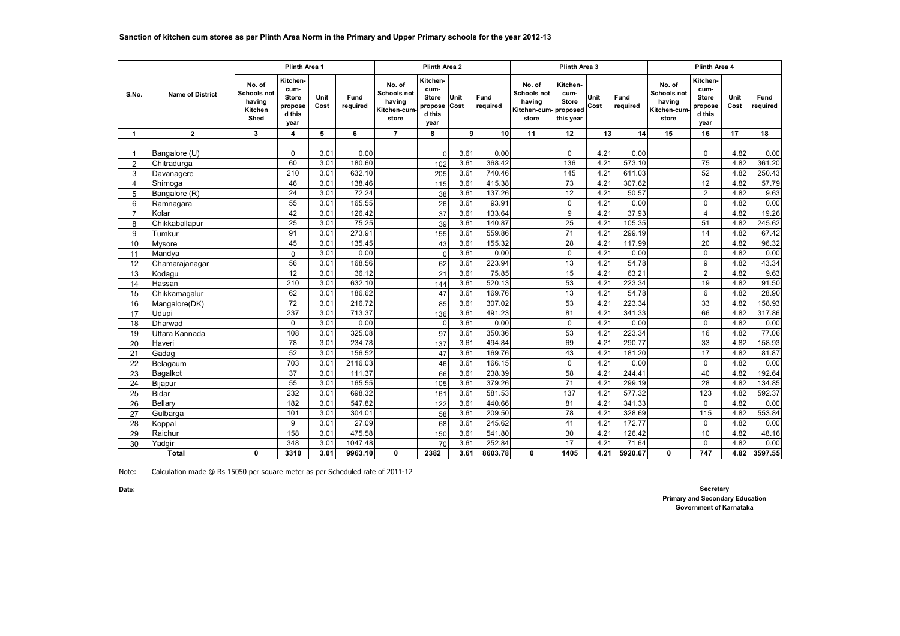**Sanction of kitchen cum stores as per Plinth Area Norm in the Primary and Upper Primary schools for the year 2012-13**

| S.No. | Name of District | Plinth Area 1 | | | | Plinth Area 2 | | | | Plinth Area 3 | | | | Plinth Area 4 | | | |
|---|---|---|---|---|---|---|---|---|---|---|---|---|---|---|---|---|---|
| | | No. of Schools not having Kitchen Shed | Kitchen-cum-Store propose d this year | Unit Cost | Fund required | No. of Schools not having Kitchen-cum-store | Kitchen-cum-Store propose d this year | Unit Cost | Fund required | No. of Schools not having Kitchen-cum-store | Kitchen-cum-Store proposed this year | Unit Cost | Fund required | No. of Schools not having Kitchen-cum-store | Kitchen-cum-Store propose d this year | Unit Cost | Fund required |
| 1 | 2 | 3 | 4 | 5 | 6 | 7 | 8 | 9 | 10 | 11 | 12 | 13 | 14 | 15 | 16 | 17 | 18 |
| 1 | Bangalore (U) | | 0 | 3.01 | 0.00 | | 0 | 3.61 | 0.00 | | 0 | 4.21 | 0.00 | | 0 | 4.82 | 0.00 |
| 2 | Chitradurga | | 60 | 3.01 | 180.60 | | 102 | 3.61 | 368.42 | | 136 | 4.21 | 573.10 | | 75 | 4.82 | 361.20 |
| 3 | Davanagere | | 210 | 3.01 | 632.10 | | 205 | 3.61 | 740.46 | | 145 | 4.21 | 611.03 | | 52 | 4.82 | 250.43 |
| 4 | Shimoga | | 46 | 3.01 | 138.46 | | 115 | 3.61 | 415.38 | | 73 | 4.21 | 307.62 | | 12 | 4.82 | 57.79 |
| 5 | Bangalore (R) | | 24 | 3.01 | 72.24 | | 38 | 3.61 | 137.26 | | 12 | 4.21 | 50.57 | | 2 | 4.82 | 9.63 |
| 6 | Ramnagara | | 55 | 3.01 | 165.55 | | 26 | 3.61 | 93.91 | | 0 | 4.21 | 0.00 | | 0 | 4.82 | 0.00 |
| 7 | Kolar | | 42 | 3.01 | 126.42 | | 37 | 3.61 | 133.64 | | 9 | 4.21 | 37.93 | | 4 | 4.82 | 19.26 |
| 8 | Chikkaballapur | | 25 | 3.01 | 75.25 | | 39 | 3.61 | 140.87 | | 25 | 4.21 | 105.35 | | 51 | 4.82 | 245.62 |
| 9 | Tumkur | | 91 | 3.01 | 273.91 | | 155 | 3.61 | 559.86 | | 71 | 4.21 | 299.19 | | 14 | 4.82 | 67.42 |
| 10 | Mysore | | 45 | 3.01 | 135.45 | | 43 | 3.61 | 155.32 | | 28 | 4.21 | 117.99 | | 20 | 4.82 | 96.32 |
| 11 | Mandya | | 0 | 3.01 | 0.00 | | 0 | 3.61 | 0.00 | | 0 | 4.21 | 0.00 | | 0 | 4.82 | 0.00 |
| 12 | Chamarajanagar | | 56 | 3.01 | 168.56 | | 62 | 3.61 | 223.94 | | 13 | 4.21 | 54.78 | | 9 | 4.82 | 43.34 |
| 13 | Kodagu | | 12 | 3.01 | 36.12 | | 21 | 3.61 | 75.85 | | 15 | 4.21 | 63.21 | | 2 | 4.82 | 9.63 |
| 14 | Hassan | | 210 | 3.01 | 632.10 | | 144 | 3.61 | 520.13 | | 53 | 4.21 | 223.34 | | 19 | 4.82 | 91.50 |
| 15 | Chikkamagalur | | 62 | 3.01 | 186.62 | | 47 | 3.61 | 169.76 | | 13 | 4.21 | 54.78 | | 6 | 4.82 | 28.90 |
| 16 | Mangalore(DK) | | 72 | 3.01 | 216.72 | | 85 | 3.61 | 307.02 | | 53 | 4.21 | 223.34 | | 33 | 4.82 | 158.93 |
| 17 | Udupi | | 237 | 3.01 | 713.37 | | 136 | 3.61 | 491.23 | | 81 | 4.21 | 341.33 | | 66 | 4.82 | 317.86 |
| 18 | Dharwad | | 0 | 3.01 | 0.00 | | 0 | 3.61 | 0.00 | | 0 | 4.21 | 0.00 | | 0 | 4.82 | 0.00 |
| 19 | Uttara Kannada | | 108 | 3.01 | 325.08 | | 97 | 3.61 | 350.36 | | 53 | 4.21 | 223.34 | | 16 | 4.82 | 77.06 |
| 20 | Haveri | | 78 | 3.01 | 234.78 | | 137 | 3.61 | 494.84 | | 69 | 4.21 | 290.77 | | 33 | 4.82 | 158.93 |
| 21 | Gadag | | 52 | 3.01 | 156.52 | | 47 | 3.61 | 169.76 | | 43 | 4.21 | 181.20 | | 17 | 4.82 | 81.87 |
| 22 | Belagaum | | 703 | 3.01 | 2116.03 | | 46 | 3.61 | 166.15 | | 0 | 4.21 | 0.00 | | 0 | 4.82 | 0.00 |
| 23 | Bagalkot | | 37 | 3.01 | 111.37 | | 66 | 3.61 | 238.39 | | 58 | 4.21 | 244.41 | | 40 | 4.82 | 192.64 |
| 24 | Bijapur | | 55 | 3.01 | 165.55 | | 105 | 3.61 | 379.26 | | 71 | 4.21 | 299.19 | | 28 | 4.82 | 134.85 |
| 25 | Bidar | | 232 | 3.01 | 698.32 | | 161 | 3.61 | 581.53 | | 137 | 4.21 | 577.32 | | 123 | 4.82 | 592.37 |
| 26 | Bellary | | 182 | 3.01 | 547.82 | | 122 | 3.61 | 440.66 | | 81 | 4.21 | 341.33 | | 0 | 4.82 | 0.00 |
| 27 | Gulbarga | | 101 | 3.01 | 304.01 | | 58 | 3.61 | 209.50 | | 78 | 4.21 | 328.69 | | 115 | 4.82 | 553.84 |
| 28 | Koppal | | 9 | 3.01 | 27.09 | | 68 | 3.61 | 245.62 | | 41 | 4.21 | 172.77 | | 0 | 4.82 | 0.00 |
| 29 | Raichur | | 158 | 3.01 | 475.58 | | 150 | 3.61 | 541.80 | | 30 | 4.21 | 126.42 | | 10 | 4.82 | 48.16 |
| 30 | Yadgir | | 348 | 3.01 | 1047.48 | | 70 | 3.61 | 252.84 | | 17 | 4.21 | 71.64 | | 0 | 4.82 | 0.00 |
| **Total** | | **0** | **3310** | **3.01** | **9963.10** | **0** | **2382** | **3.61** | **8603.78** | **0** | **1405** | **4.21** | **5920.67** | **0** | **747** | **4.82** | **3597.55** |

Note: Calculation made @ Rs 15050 per square meter as per Scheduled rate of 2011-12

**Date:**

**Secretary**
**Primary and Secondary Education**
**Government of Karnataka**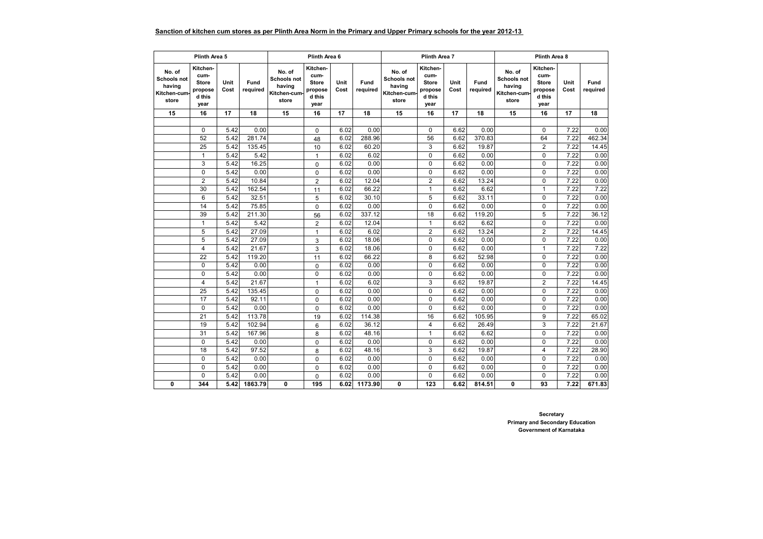**Sanction of kitchen cum stores as per Plinth Area Norm in the Primary and Upper Primary schools for the year 2012-13**

| Plinth Area 5 | | | | Plinth Area 6 | | | | Plinth Area 7 | | | | Plinth Area 8 | | | |
|---|---|---|---|---|---|---|---|---|---|---|---|---|---|---|---|
| No. of Schools not having Kitchen-cum-store | Kitchen-cum-Store proposed this year | Unit Cost | Fund required | No. of Schools not having Kitchen-cum-store | Kitchen-cum-Store proposed this year | Unit Cost | Fund required | No. of Schools not having Kitchen-cum-store | Kitchen-cum-Store proposed this year | Unit Cost | Fund required | No. of Schools not having Kitchen-cum-store | Kitchen-cum-Store proposed this year | Unit Cost | Fund required |
| 15 | 16 | 17 | 18 | 15 | 16 | 17 | 18 | 15 | 16 | 17 | 18 | 15 | 16 | 17 | 18 |
| | | | | | | | | | | | | | | | |
| | 0 | 5.42 | 0.00 | | 0 | 6.02 | 0.00 | | 0 | 6.62 | 0.00 | | 0 | 7.22 | 0.00 |
| | 52 | 5.42 | 281.74 | | 48 | 6.02 | 288.96 | | 56 | 6.62 | 370.83 | | 64 | 7.22 | 462.34 |
| | 25 | 5.42 | 135.45 | | 10 | 6.02 | 60.20 | | 3 | 6.62 | 19.87 | | 2 | 7.22 | 14.45 |
| | 1 | 5.42 | 5.42 | | 1 | 6.02 | 6.02 | | 0 | 6.62 | 0.00 | | 0 | 7.22 | 0.00 |
| | 3 | 5.42 | 16.25 | | 0 | 6.02 | 0.00 | | 0 | 6.62 | 0.00 | | 0 | 7.22 | 0.00 |
| | 0 | 5.42 | 0.00 | | 0 | 6.02 | 0.00 | | 0 | 6.62 | 0.00 | | 0 | 7.22 | 0.00 |
| | 2 | 5.42 | 10.84 | | 2 | 6.02 | 12.04 | | 2 | 6.62 | 13.24 | | 0 | 7.22 | 0.00 |
| | 30 | 5.42 | 162.54 | | 11 | 6.02 | 66.22 | | 1 | 6.62 | 6.62 | | 1 | 7.22 | 7.22 |
| | 6 | 5.42 | 32.51 | | 5 | 6.02 | 30.10 | | 5 | 6.62 | 33.11 | | 0 | 7.22 | 0.00 |
| | 14 | 5.42 | 75.85 | | 0 | 6.02 | 0.00 | | 0 | 6.62 | 0.00 | | 0 | 7.22 | 0.00 |
| | 39 | 5.42 | 211.30 | | 56 | 6.02 | 337.12 | | 18 | 6.62 | 119.20 | | 5 | 7.22 | 36.12 |
| | 1 | 5.42 | 5.42 | | 2 | 6.02 | 12.04 | | 1 | 6.62 | 6.62 | | 0 | 7.22 | 0.00 |
| | 5 | 5.42 | 27.09 | | 1 | 6.02 | 6.02 | | 2 | 6.62 | 13.24 | | 2 | 7.22 | 14.45 |
| | 5 | 5.42 | 27.09 | | 3 | 6.02 | 18.06 | | 0 | 6.62 | 0.00 | | 0 | 7.22 | 0.00 |
| | 4 | 5.42 | 21.67 | | 3 | 6.02 | 18.06 | | 0 | 6.62 | 0.00 | | 1 | 7.22 | 7.22 |
| | 22 | 5.42 | 119.20 | | 11 | 6.02 | 66.22 | | 8 | 6.62 | 52.98 | | 0 | 7.22 | 0.00 |
| | 0 | 5.42 | 0.00 | | 0 | 6.02 | 0.00 | | 0 | 6.62 | 0.00 | | 0 | 7.22 | 0.00 |
| | 0 | 5.42 | 0.00 | | 0 | 6.02 | 0.00 | | 0 | 6.62 | 0.00 | | 0 | 7.22 | 0.00 |
| | 4 | 5.42 | 21.67 | | 1 | 6.02 | 6.02 | | 3 | 6.62 | 19.87 | | 2 | 7.22 | 14.45 |
| | 25 | 5.42 | 135.45 | | 0 | 6.02 | 0.00 | | 0 | 6.62 | 0.00 | | 0 | 7.22 | 0.00 |
| | 17 | 5.42 | 92.11 | | 0 | 6.02 | 0.00 | | 0 | 6.62 | 0.00 | | 0 | 7.22 | 0.00 |
| | 0 | 5.42 | 0.00 | | 0 | 6.02 | 0.00 | | 0 | 6.62 | 0.00 | | 0 | 7.22 | 0.00 |
| | 21 | 5.42 | 113.78 | | 19 | 6.02 | 114.38 | | 16 | 6.62 | 105.95 | | 9 | 7.22 | 65.02 |
| | 19 | 5.42 | 102.94 | | 6 | 6.02 | 36.12 | | 4 | 6.62 | 26.49 | | 3 | 7.22 | 21.67 |
| | 31 | 5.42 | 167.96 | | 8 | 6.02 | 48.16 | | 1 | 6.62 | 6.62 | | 0 | 7.22 | 0.00 |
| | 0 | 5.42 | 0.00 | | 0 | 6.02 | 0.00 | | 0 | 6.62 | 0.00 | | 0 | 7.22 | 0.00 |
| | 18 | 5.42 | 97.52 | | 8 | 6.02 | 48.16 | | 3 | 6.62 | 19.87 | | 4 | 7.22 | 28.90 |
| | 0 | 5.42 | 0.00 | | 0 | 6.02 | 0.00 | | 0 | 6.62 | 0.00 | | 0 | 7.22 | 0.00 |
| | 0 | 5.42 | 0.00 | | 0 | 6.02 | 0.00 | | 0 | 6.62 | 0.00 | | 0 | 7.22 | 0.00 |
| | 0 | 5.42 | 0.00 | | 0 | 6.02 | 0.00 | | 0 | 6.62 | 0.00 | | 0 | 7.22 | 0.00 |
| **0** | **344** | **5.42** | **1863.79** | **0** | **195** | **6.02** | **1173.90** | **0** | **123** | **6.62** | **814.51** | **0** | **93** | **7.22** | **671.83** |

**Secretary**
**Primary and Secondary Education**
**Government of Karnataka**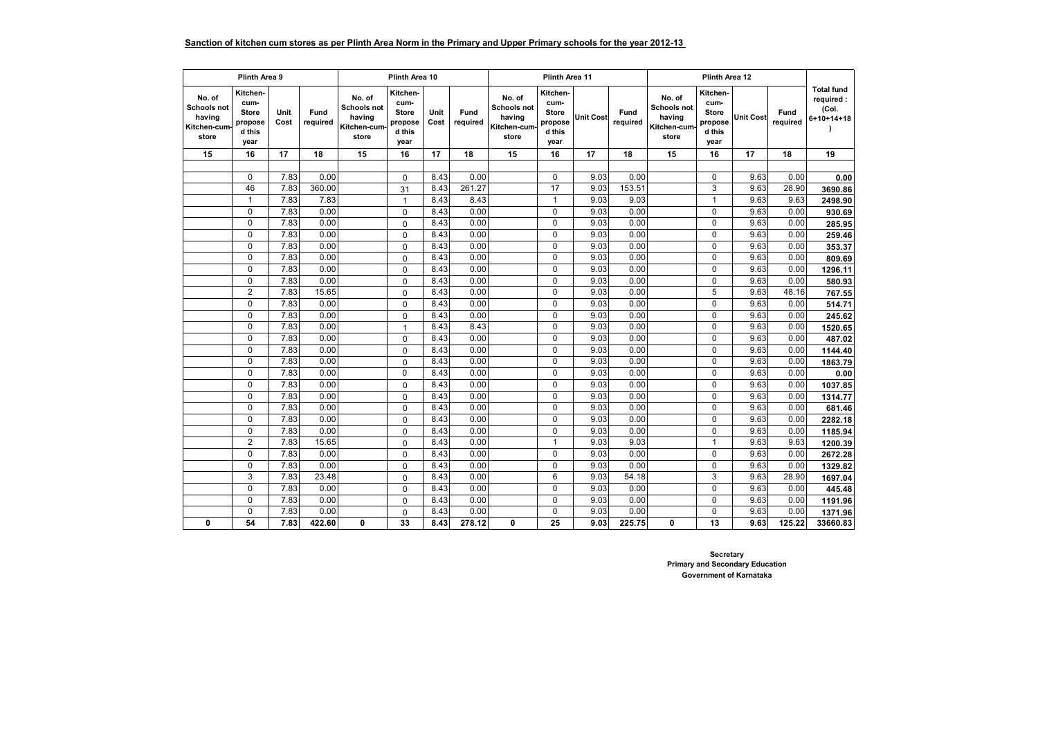**Sanction of kitchen cum stores as per Plinth Area Norm in the Primary and Upper Primary schools for the year 2012-13**

| Plinth Area 9 | | | | Plinth Area 10 | | | | Plinth Area 11 | | | | Plinth Area 12 | | | | |
|---|---|---|---|---|---|---|---|---|---|---|---|---|---|---|---|---|
| No. of Schools not having Kitchen-cum-store | Kitchen-cum-Store proposed this year | Unit Cost | Fund required | No. of Schools not having Kitchen-cum-store | Kitchen-cum-Store proposed this year | Unit Cost | Fund required | No. of Schools not having Kitchen-cum-store | Kitchen-cum-Store proposed this year | Unit Cost | Fund required | No. of Schools not having Kitchen-cum-store | Kitchen-cum-Store proposed this year | Unit Cost | Fund required | Total fund required : (Col. 6+10+14+18 ) |
| 15 | 16 | 17 | 18 | 15 | 16 | 17 | 18 | 15 | 16 | 17 | 18 | 15 | 16 | 17 | 18 | 19 |
| | | | | | | | | | | | | | | | | |
| | 0 | 7.83 | 0.00 | | 0 | 8.43 | 0.00 | | 0 | 9.03 | 0.00 | | 0 | 9.63 | 0.00 | 0.00 |
| | 46 | 7.83 | 360.00 | | 31 | 8.43 | 261.27 | | 17 | 9.03 | 153.51 | | 3 | 9.63 | 28.90 | 3690.86 |
| | 1 | 7.83 | 7.83 | | 1 | 8.43 | 8.43 | | 1 | 9.03 | 9.03 | | 1 | 9.63 | 9.63 | 2498.90 |
| | 0 | 7.83 | 0.00 | | 0 | 8.43 | 0.00 | | 0 | 9.03 | 0.00 | | 0 | 9.63 | 0.00 | 930.69 |
| | 0 | 7.83 | 0.00 | | 0 | 8.43 | 0.00 | | 0 | 9.03 | 0.00 | | 0 | 9.63 | 0.00 | 285.95 |
| | 0 | 7.83 | 0.00 | | 0 | 8.43 | 0.00 | | 0 | 9.03 | 0.00 | | 0 | 9.63 | 0.00 | 259.46 |
| | 0 | 7.83 | 0.00 | | 0 | 8.43 | 0.00 | | 0 | 9.03 | 0.00 | | 0 | 9.63 | 0.00 | 353.37 |
| | 0 | 7.83 | 0.00 | | 0 | 8.43 | 0.00 | | 0 | 9.03 | 0.00 | | 0 | 9.63 | 0.00 | 809.69 |
| | 0 | 7.83 | 0.00 | | 0 | 8.43 | 0.00 | | 0 | 9.03 | 0.00 | | 0 | 9.63 | 0.00 | 1296.11 |
| | 0 | 7.83 | 0.00 | | 0 | 8.43 | 0.00 | | 0 | 9.03 | 0.00 | | 0 | 9.63 | 0.00 | 580.93 |
| | 2 | 7.83 | 15.65 | | 0 | 8.43 | 0.00 | | 0 | 9.03 | 0.00 | | 5 | 9.63 | 48.16 | 767.55 |
| | 0 | 7.83 | 0.00 | | 0 | 8.43 | 0.00 | | 0 | 9.03 | 0.00 | | 0 | 9.63 | 0.00 | 514.71 |
| | 0 | 7.83 | 0.00 | | 0 | 8.43 | 0.00 | | 0 | 9.03 | 0.00 | | 0 | 9.63 | 0.00 | 245.62 |
| | 0 | 7.83 | 0.00 | | 1 | 8.43 | 8.43 | | 0 | 9.03 | 0.00 | | 0 | 9.63 | 0.00 | 1520.65 |
| | 0 | 7.83 | 0.00 | | 0 | 8.43 | 0.00 | | 0 | 9.03 | 0.00 | | 0 | 9.63 | 0.00 | 487.02 |
| | 0 | 7.83 | 0.00 | | 0 | 8.43 | 0.00 | | 0 | 9.03 | 0.00 | | 0 | 9.63 | 0.00 | 1144.40 |
| | 0 | 7.83 | 0.00 | | 0 | 8.43 | 0.00 | | 0 | 9.03 | 0.00 | | 0 | 9.63 | 0.00 | 1863.79 |
| | 0 | 7.83 | 0.00 | | 0 | 8.43 | 0.00 | | 0 | 9.03 | 0.00 | | 0 | 9.63 | 0.00 | 0.00 |
| | 0 | 7.83 | 0.00 | | 0 | 8.43 | 0.00 | | 0 | 9.03 | 0.00 | | 0 | 9.63 | 0.00 | 1037.85 |
| | 0 | 7.83 | 0.00 | | 0 | 8.43 | 0.00 | | 0 | 9.03 | 0.00 | | 0 | 9.63 | 0.00 | 1314.77 |
| | 0 | 7.83 | 0.00 | | 0 | 8.43 | 0.00 | | 0 | 9.03 | 0.00 | | 0 | 9.63 | 0.00 | 681.46 |
| | 0 | 7.83 | 0.00 | | 0 | 8.43 | 0.00 | | 0 | 9.03 | 0.00 | | 0 | 9.63 | 0.00 | 2282.18 |
| | 0 | 7.83 | 0.00 | | 0 | 8.43 | 0.00 | | 0 | 9.03 | 0.00 | | 0 | 9.63 | 0.00 | 1185.94 |
| | 2 | 7.83 | 15.65 | | 0 | 8.43 | 0.00 | | 1 | 9.03 | 9.03 | | 1 | 9.63 | 9.63 | 1200.39 |
| | 0 | 7.83 | 0.00 | | 0 | 8.43 | 0.00 | | 0 | 9.03 | 0.00 | | 0 | 9.63 | 0.00 | 2672.28 |
| | 0 | 7.83 | 0.00 | | 0 | 8.43 | 0.00 | | 0 | 9.03 | 0.00 | | 0 | 9.63 | 0.00 | 1329.82 |
| | 3 | 7.83 | 23.48 | | 0 | 8.43 | 0.00 | | 6 | 9.03 | 54.18 | | 3 | 9.63 | 28.90 | 1697.04 |
| | 0 | 7.83 | 0.00 | | 0 | 8.43 | 0.00 | | 0 | 9.03 | 0.00 | | 0 | 9.63 | 0.00 | 445.48 |
| | 0 | 7.83 | 0.00 | | 0 | 8.43 | 0.00 | | 0 | 9.03 | 0.00 | | 0 | 9.63 | 0.00 | 1191.96 |
| | 0 | 7.83 | 0.00 | | 0 | 8.43 | 0.00 | | 0 | 9.03 | 0.00 | | 0 | 9.63 | 0.00 | 1371.96 |
| **0** | **54** | **7.83** | **422.60** | **0** | **33** | **8.43** | **278.12** | **0** | **25** | **9.03** | **225.75** | **0** | **13** | **9.63** | **125.22** | **33660.83** |

**Secretary**
**Primary and Secondary Education**
**Government of Karnataka**